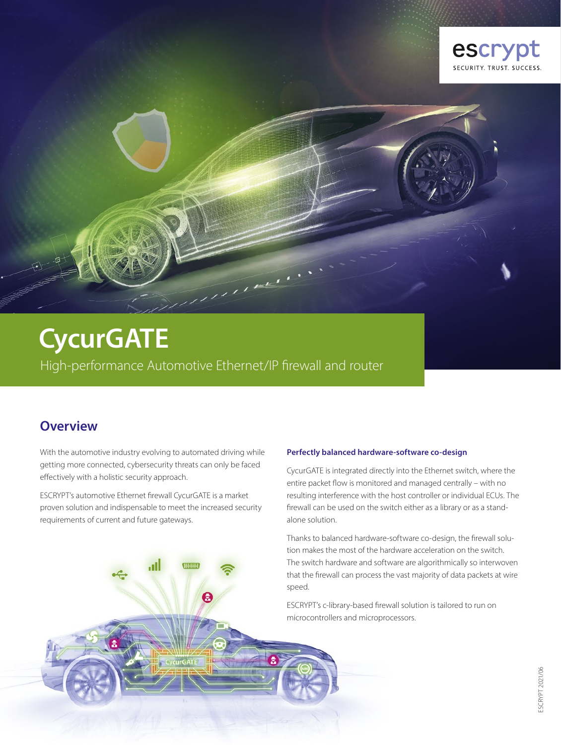# CycurGATE

High-performance Automotive Ethernet/IP firewall and router

## Overview

With the automotive industry evolving to automated driving while getting more connected, cybersecurity threats can only be faced effectively with a holistic security approach.

ESCRYPT's automotive Ethernet firewall CycurGATE is a market proven solution and indispensable to meet the increased security requirements of current and future gateways.

**Perfectly balanced hardware-software co-design**

CycurGATE is integrated directly into the Ethernet switch, where the entire packet flow is monitored and managed centrally – with no resulting interference with the host controller or individual ECUs. The firewall can be used on the switch either as a library or as a stand-alone solution.

Thanks to balanced hardware-software co-design, the firewall solution makes the most of the hardware acceleration on the switch. The switch hardware and software are algorithmically so interwoven that the firewall can process the vast majority of data packets at wire speed.

ESCRYPT's c-library-based firewall solution is tailored to run on microcontrollers and microprocessors.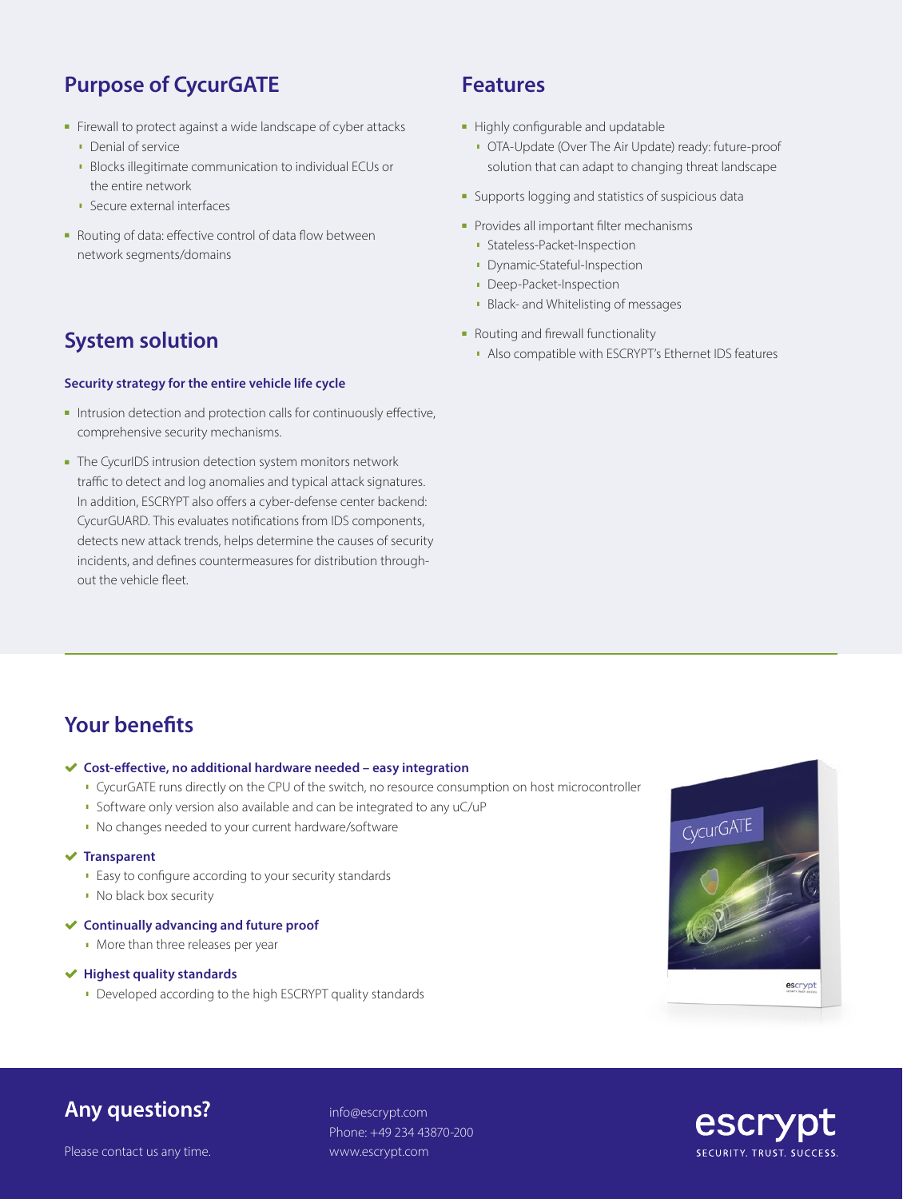## Purpose of CycurGATE

- Firewall to protect against a wide landscape of cyber attacks
  - Denial of service
  - Blocks illegitimate communication to individual ECUs or the entire network
  - Secure external interfaces
- Routing of data: effective control of data flow between network segments/domains

## System solution

**Security strategy for the entire vehicle life cycle**

- Intrusion detection and protection calls for continuously effective, comprehensive security mechanisms.
- The CycurIDS intrusion detection system monitors network traffic to detect and log anomalies and typical attack signatures. In addition, ESCRYPT also offers a cyber-defense center backend: CycurGUARD. This evaluates notifications from IDS components, detects new attack trends, helps determine the causes of security incidents, and defines countermeasures for distribution throughout the vehicle fleet.

## Features

- Highly configurable and updatable
  - OTA-Update (Over The Air Update) ready: future-proof solution that can adapt to changing threat landscape
- Supports logging and statistics of suspicious data
- Provides all important filter mechanisms
  - Stateless-Packet-Inspection
  - Dynamic-Stateful-Inspection
  - Deep-Packet-Inspection
  - Black- and Whitelisting of messages
- Routing and firewall functionality
  - Also compatible with ESCRYPT's Ethernet IDS features

## Your benefits

✔ **Cost-effective, no additional hardware needed – easy integration**
- CycurGATE runs directly on the CPU of the switch, no resource consumption on host microcontroller
- Software only version also available and can be integrated to any uC/uP
- No changes needed to your current hardware/software

✔ **Transparent**
- Easy to configure according to your security standards
- No black box security

✔ **Continually advancing and future proof**
- More than three releases per year

✔ **Highest quality standards**
- Developed according to the high ESCRYPT quality standards

## Any questions?

Please contact us any time.

info@escrypt.com
Phone: +49 234 43870-200
www.escrypt.com

escrypt
SECURITY. TRUST. SUCCESS.